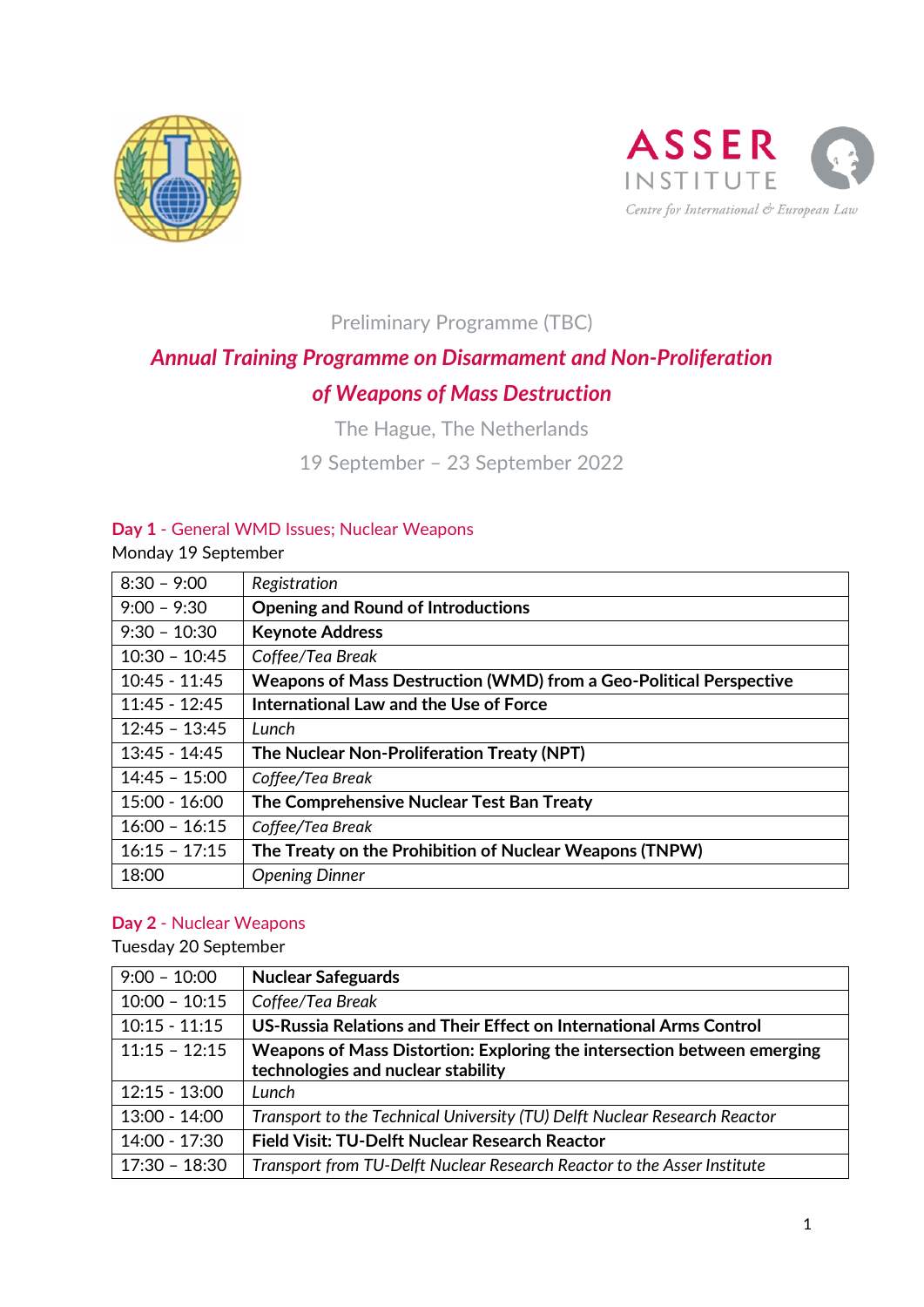Preliminary Programme (TBC)

# *Annual Training Programme on Disarmament and Non-Proliferation of Weapons of Mass Destruction*

The Hague, The Netherlands

19 September – 23 September 2022

## **Day 1** - General WMD Issues; Nuclear Weapons

Monday 19 September

| | |
|---|---|
| 8:30 – 9:00 | *Registration* |
| 9:00 – 9:30 | **Opening and Round of Introductions** |
| 9:30 – 10:30 | **Keynote Address** |
| 10:30 – 10:45 | *Coffee/Tea Break* |
| 10:45 - 11:45 | **Weapons of Mass Destruction (WMD) from a Geo-Political Perspective** |
| 11:45 - 12:45 | **International Law and the Use of Force** |
| 12:45 – 13:45 | *Lunch* |
| 13:45 - 14:45 | **The Nuclear Non-Proliferation Treaty (NPT)** |
| 14:45 – 15:00 | *Coffee/Tea Break* |
| 15:00 - 16:00 | **The Comprehensive Nuclear Test Ban Treaty** |
| 16:00 – 16:15 | *Coffee/Tea Break* |
| 16:15 – 17:15 | **The Treaty on the Prohibition of Nuclear Weapons (TNPW)** |
| 18:00 | *Opening Dinner* |

## **Day 2** - Nuclear Weapons

Tuesday 20 September

| | |
|---|---|
| 9:00 – 10:00 | **Nuclear Safeguards** |
| 10:00 – 10:15 | *Coffee/Tea Break* |
| 10:15 - 11:15 | **US-Russia Relations and Their Effect on International Arms Control** |
| 11:15 – 12:15 | **Weapons of Mass Distortion: Exploring the intersection between emerging technologies and nuclear stability** |
| 12:15 - 13:00 | *Lunch* |
| 13:00 - 14:00 | *Transport to the Technical University (TU) Delft Nuclear Research Reactor* |
| 14:00 - 17:30 | **Field Visit: TU-Delft Nuclear Research Reactor** |
| 17:30 – 18:30 | *Transport from TU-Delft Nuclear Research Reactor to the Asser Institute* |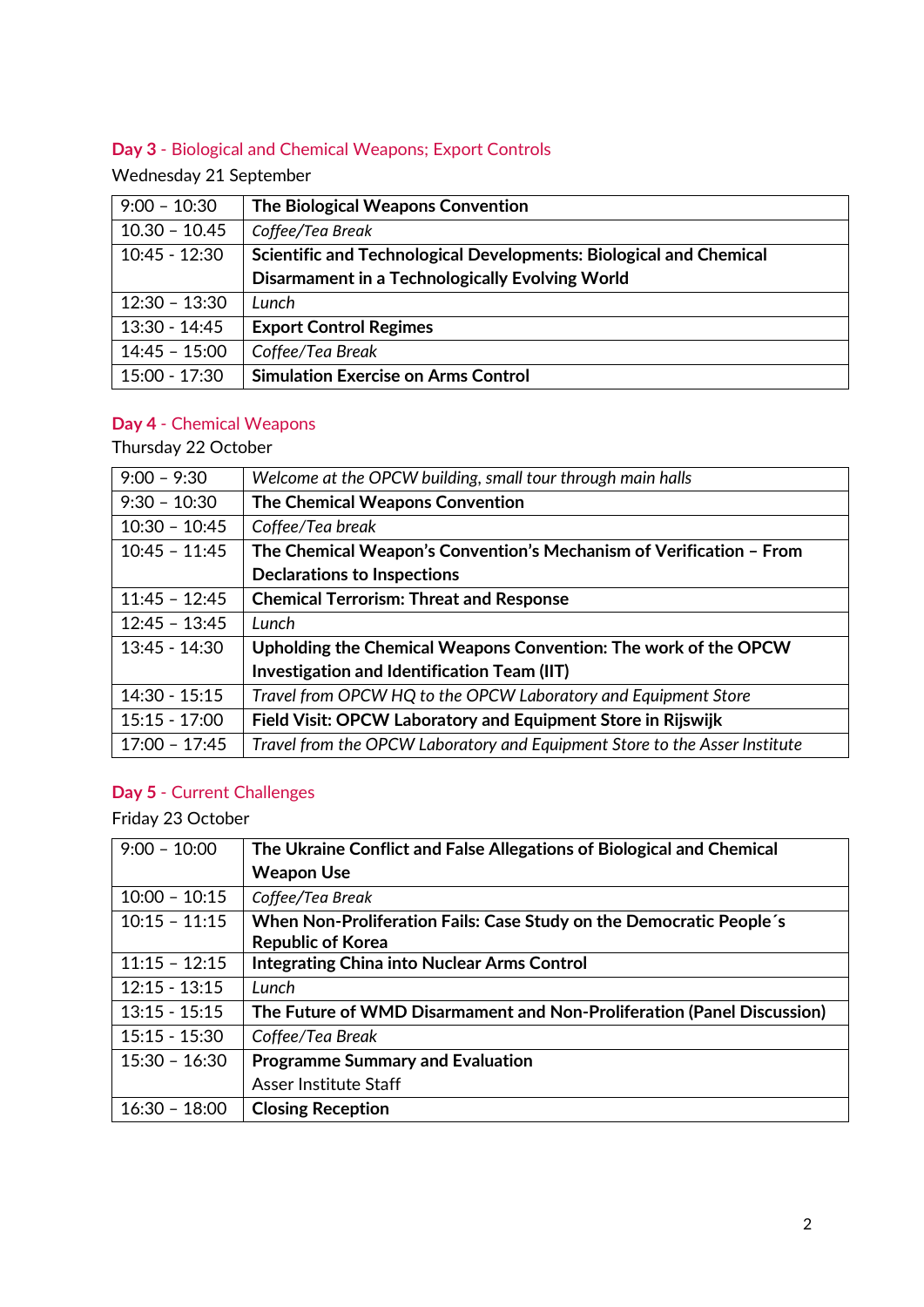## **Day 3** - Biological and Chemical Weapons; Export Controls

Wednesday 21 September

| | |
|---|---|
| 9:00 – 10:30 | **The Biological Weapons Convention** |
| 10.30 – 10.45 | *Coffee/Tea Break* |
| 10:45 - 12:30 | **Scientific and Technological Developments: Biological and Chemical Disarmament in a Technologically Evolving World** |
| 12:30 – 13:30 | *Lunch* |
| 13:30 - 14:45 | **Export Control Regimes** |
| 14:45 – 15:00 | *Coffee/Tea Break* |
| 15:00 - 17:30 | **Simulation Exercise on Arms Control** |

## **Day 4** - Chemical Weapons

Thursday 22 October

| | |
|---|---|
| 9:00 – 9:30 | *Welcome at the OPCW building, small tour through main halls* |
| 9:30 – 10:30 | **The Chemical Weapons Convention** |
| 10:30 – 10:45 | *Coffee/Tea break* |
| 10:45 – 11:45 | **The Chemical Weapon's Convention's Mechanism of Verification – From Declarations to Inspections** |
| 11:45 – 12:45 | **Chemical Terrorism: Threat and Response** |
| 12:45 – 13:45 | *Lunch* |
| 13:45 - 14:30 | **Upholding the Chemical Weapons Convention: The work of the OPCW Investigation and Identification Team (IIT)** |
| 14:30 - 15:15 | *Travel from OPCW HQ to the OPCW Laboratory and Equipment Store* |
| 15:15 - 17:00 | **Field Visit: OPCW Laboratory and Equipment Store in Rijswijk** |
| 17:00 – 17:45 | *Travel from the OPCW Laboratory and Equipment Store to the Asser Institute* |

## **Day 5** - Current Challenges

Friday 23 October

| | |
|---|---|
| 9:00 – 10:00 | **The Ukraine Conflict and False Allegations of Biological and Chemical Weapon Use** |
| 10:00 – 10:15 | *Coffee/Tea Break* |
| 10:15 – 11:15 | **When Non-Proliferation Fails: Case Study on the Democratic People´s Republic of Korea** |
| 11:15 – 12:15 | **Integrating China into Nuclear Arms Control** |
| 12:15 - 13:15 | *Lunch* |
| 13:15 - 15:15 | **The Future of WMD Disarmament and Non-Proliferation (Panel Discussion)** |
| 15:15 - 15:30 | *Coffee/Tea Break* |
| 15:30 – 16:30 | **Programme Summary and Evaluation** Asser Institute Staff |
| 16:30 – 18:00 | **Closing Reception** |